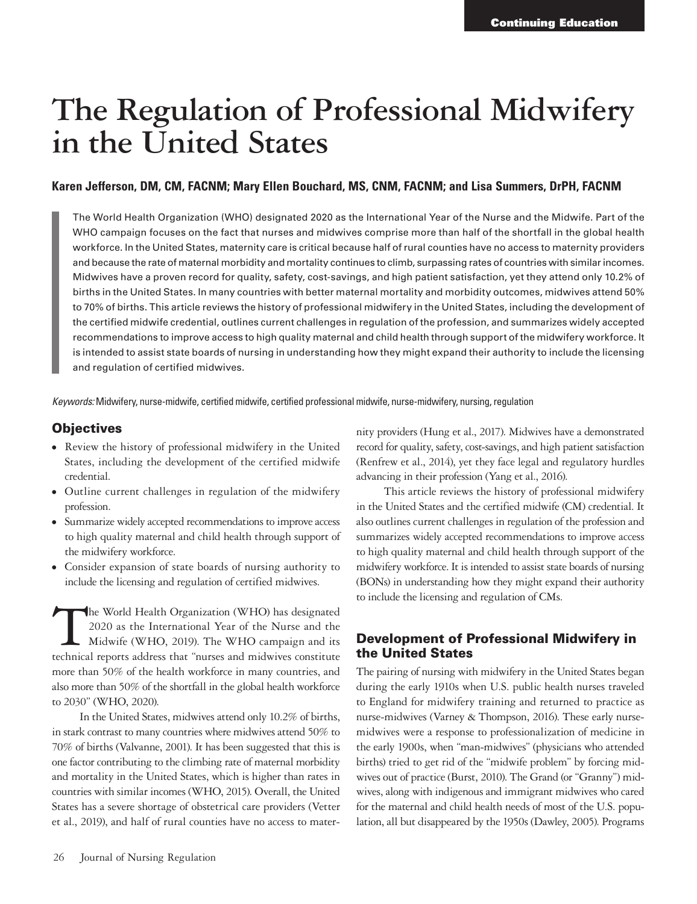# The Regulation of Professional Midwifery in the United States

**Karen Jefferson, DM, CM, FACNM; Mary Ellen Bouchard, MS, CNM, FACNM; and Lisa Summers, DrPH, FACNM**

> The World Health Organization (WHO) designated 2020 as the International Year of the Nurse and the Midwife. Part of the WHO campaign focuses on the fact that nurses and midwives comprise more than half of the shortfall in the global health workforce. In the United States, maternity care is critical because half of rural counties have no access to maternity providers and because the rate of maternal morbidity and mortality continues to climb, surpassing rates of countries with similar incomes. Midwives have a proven record for quality, safety, cost-savings, and high patient satisfaction, yet they attend only 10.2% of births in the United States. In many countries with better maternal mortality and morbidity outcomes, midwives attend 50% to 70% of births. This article reviews the history of professional midwifery in the United States, including the development of the certified midwife credential, outlines current challenges in regulation of the profession, and summarizes widely accepted recommendations to improve access to high quality maternal and child health through support of the midwifery workforce. It is intended to assist state boards of nursing in understanding how they might expand their authority to include the licensing and regulation of certified midwives.

*Keywords:* Midwifery, nurse-midwife, certified midwife, certified professional midwife, nurse-midwifery, nursing, regulation

## Objectives

- Review the history of professional midwifery in the United States, including the development of the certified midwife credential.
- Outline current challenges in regulation of the midwifery profession.
- Summarize widely accepted recommendations to improve access to high quality maternal and child health through support of the midwifery workforce.
- Consider expansion of state boards of nursing authority to include the licensing and regulation of certified midwives.

The World Health Organization (WHO) has designated 2020 as the International Year of the Nurse and the Midwife (WHO, 2019). The WHO campaign and its technical reports address that "nurses and midwives constitute more than 50% of the health workforce in many countries, and also more than 50% of the shortfall in the global health workforce to 2030" (WHO, 2020).

In the United States, midwives attend only 10.2% of births, in stark contrast to many countries where midwives attend 50% to 70% of births (Valvanne, 2001). It has been suggested that this is one factor contributing to the climbing rate of maternal morbidity and mortality in the United States, which is higher than rates in countries with similar incomes (WHO, 2015). Overall, the United States has a severe shortage of obstetrical care providers (Vetter et al., 2019), and half of rural counties have no access to maternity providers (Hung et al., 2017). Midwives have a demonstrated record for quality, safety, cost-savings, and high patient satisfaction (Renfrew et al., 2014), yet they face legal and regulatory hurdles advancing in their profession (Yang et al., 2016).

This article reviews the history of professional midwifery in the United States and the certified midwife (CM) credential. It also outlines current challenges in regulation of the profession and summarizes widely accepted recommendations to improve access to high quality maternal and child health through support of the midwifery workforce. It is intended to assist state boards of nursing (BONs) in understanding how they might expand their authority to include the licensing and regulation of CMs.

## Development of Professional Midwifery in the United States

The pairing of nursing with midwifery in the United States began during the early 1910s when U.S. public health nurses traveled to England for midwifery training and returned to practice as nurse-midwives (Varney & Thompson, 2016). These early nurse-midwives were a response to professionalization of medicine in the early 1900s, when "man-midwives" (physicians who attended births) tried to get rid of the "midwife problem" by forcing midwives out of practice (Burst, 2010). The Grand (or "Granny") midwives, along with indigenous and immigrant midwives who cared for the maternal and child health needs of most of the U.S. population, all but disappeared by the 1950s (Dawley, 2005). Programs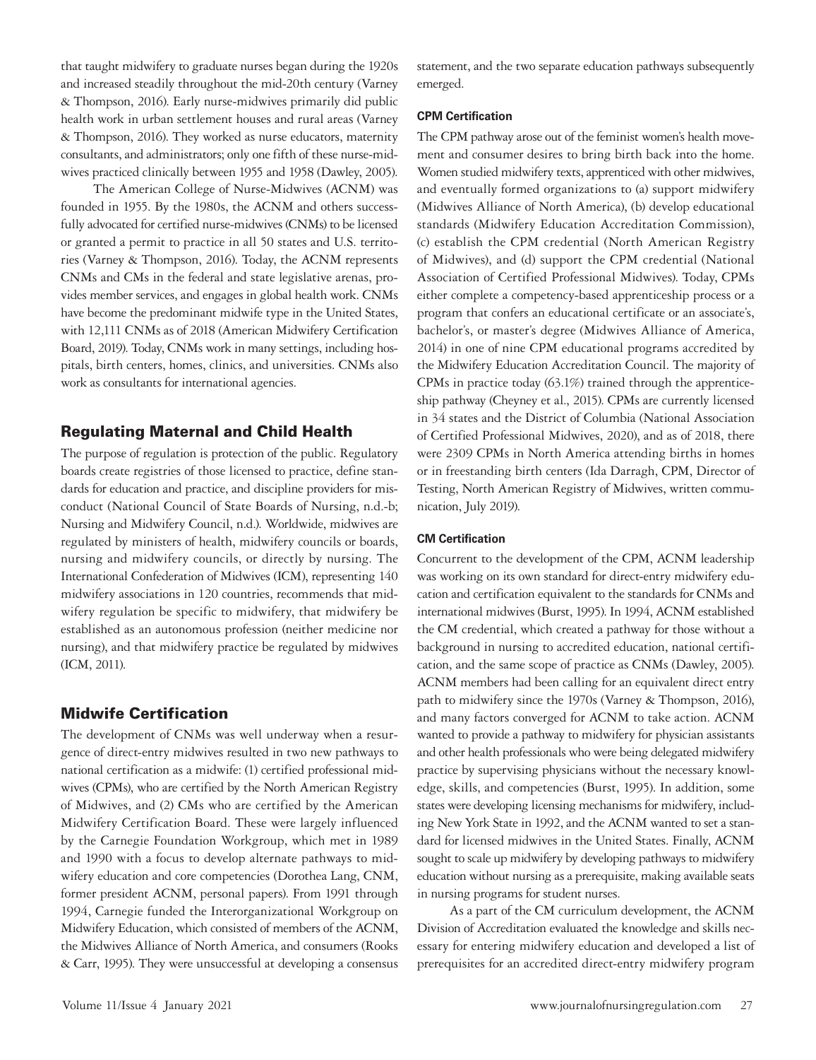that taught midwifery to graduate nurses began during the 1920s and increased steadily throughout the mid-20th century (Varney & Thompson, 2016). Early nurse-midwives primarily did public health work in urban settlement houses and rural areas (Varney & Thompson, 2016). They worked as nurse educators, maternity consultants, and administrators; only one fifth of these nurse-midwives practiced clinically between 1955 and 1958 (Dawley, 2005).

The American College of Nurse-Midwives (ACNM) was founded in 1955. By the 1980s, the ACNM and others successfully advocated for certified nurse-midwives (CNMs) to be licensed or granted a permit to practice in all 50 states and U.S. territories (Varney & Thompson, 2016). Today, the ACNM represents CNMs and CMs in the federal and state legislative arenas, provides member services, and engages in global health work. CNMs have become the predominant midwife type in the United States, with 12,111 CNMs as of 2018 (American Midwifery Certification Board, 2019). Today, CNMs work in many settings, including hospitals, birth centers, homes, clinics, and universities. CNMs also work as consultants for international agencies.

## Regulating Maternal and Child Health

The purpose of regulation is protection of the public. Regulatory boards create registries of those licensed to practice, define standards for education and practice, and discipline providers for misconduct (National Council of State Boards of Nursing, n.d.-b; Nursing and Midwifery Council, n.d.). Worldwide, midwives are regulated by ministers of health, midwifery councils or boards, nursing and midwifery councils, or directly by nursing. The International Confederation of Midwives (ICM), representing 140 midwifery associations in 120 countries, recommends that midwifery regulation be specific to midwifery, that midwifery be established as an autonomous profession (neither medicine nor nursing), and that midwifery practice be regulated by midwives (ICM, 2011).

## Midwife Certification

The development of CNMs was well underway when a resurgence of direct-entry midwives resulted in two new pathways to national certification as a midwife: (1) certified professional midwives (CPMs), who are certified by the North American Registry of Midwives, and (2) CMs who are certified by the American Midwifery Certification Board. These were largely influenced by the Carnegie Foundation Workgroup, which met in 1989 and 1990 with a focus to develop alternate pathways to midwifery education and core competencies (Dorothea Lang, CNM, former president ACNM, personal papers). From 1991 through 1994, Carnegie funded the Interorganizational Workgroup on Midwifery Education, which consisted of members of the ACNM, the Midwives Alliance of North America, and consumers (Rooks & Carr, 1995). They were unsuccessful at developing a consensus statement, and the two separate education pathways subsequently emerged.

### CPM Certification

The CPM pathway arose out of the feminist women's health movement and consumer desires to bring birth back into the home. Women studied midwifery texts, apprenticed with other midwives, and eventually formed organizations to (a) support midwifery (Midwives Alliance of North America), (b) develop educational standards (Midwifery Education Accreditation Commission), (c) establish the CPM credential (North American Registry of Midwives), and (d) support the CPM credential (National Association of Certified Professional Midwives). Today, CPMs either complete a competency-based apprenticeship process or a program that confers an educational certificate or an associate's, bachelor's, or master's degree (Midwives Alliance of America, 2014) in one of nine CPM educational programs accredited by the Midwifery Education Accreditation Council. The majority of CPMs in practice today (63.1%) trained through the apprenticeship pathway (Cheyney et al., 2015). CPMs are currently licensed in 34 states and the District of Columbia (National Association of Certified Professional Midwives, 2020), and as of 2018, there were 2309 CPMs in North America attending births in homes or in freestanding birth centers (Ida Darragh, CPM, Director of Testing, North American Registry of Midwives, written communication, July 2019).

### CM Certification

Concurrent to the development of the CPM, ACNM leadership was working on its own standard for direct-entry midwifery education and certification equivalent to the standards for CNMs and international midwives (Burst, 1995). In 1994, ACNM established the CM credential, which created a pathway for those without a background in nursing to accredited education, national certification, and the same scope of practice as CNMs (Dawley, 2005). ACNM members had been calling for an equivalent direct entry path to midwifery since the 1970s (Varney & Thompson, 2016), and many factors converged for ACNM to take action. ACNM wanted to provide a pathway to midwifery for physician assistants and other health professionals who were being delegated midwifery practice by supervising physicians without the necessary knowledge, skills, and competencies (Burst, 1995). In addition, some states were developing licensing mechanisms for midwifery, including New York State in 1992, and the ACNM wanted to set a standard for licensed midwives in the United States. Finally, ACNM sought to scale up midwifery by developing pathways to midwifery education without nursing as a prerequisite, making available seats in nursing programs for student nurses.

As a part of the CM curriculum development, the ACNM Division of Accreditation evaluated the knowledge and skills necessary for entering midwifery education and developed a list of prerequisites for an accredited direct-entry midwifery program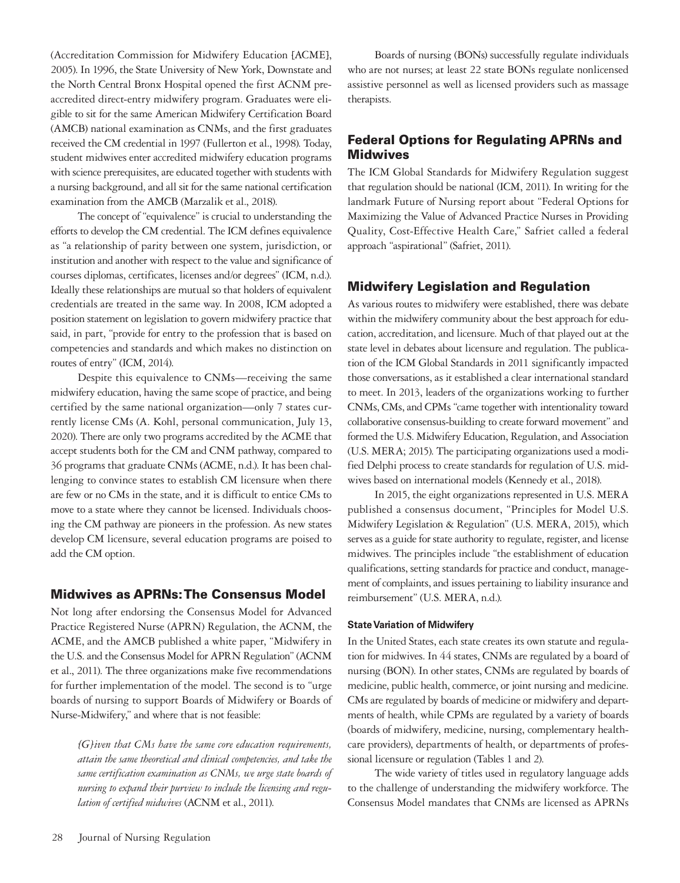(Accreditation Commission for Midwifery Education [ACME], 2005). In 1996, the State University of New York, Downstate and the North Central Bronx Hospital opened the first ACNM preaccredited direct-entry midwifery program. Graduates were eligible to sit for the same American Midwifery Certification Board (AMCB) national examination as CNMs, and the first graduates received the CM credential in 1997 (Fullerton et al., 1998). Today, student midwives enter accredited midwifery education programs with science prerequisites, are educated together with students with a nursing background, and all sit for the same national certification examination from the AMCB (Marzalik et al., 2018).

The concept of "equivalence" is crucial to understanding the efforts to develop the CM credential. The ICM defines equivalence as "a relationship of parity between one system, jurisdiction, or institution and another with respect to the value and significance of courses diplomas, certificates, licenses and/or degrees" (ICM, n.d.). Ideally these relationships are mutual so that holders of equivalent credentials are treated in the same way. In 2008, ICM adopted a position statement on legislation to govern midwifery practice that said, in part, "provide for entry to the profession that is based on competencies and standards and which makes no distinction on routes of entry" (ICM, 2014).

Despite this equivalence to CNMs—receiving the same midwifery education, having the same scope of practice, and being certified by the same national organization—only 7 states currently license CMs (A. Kohl, personal communication, July 13, 2020). There are only two programs accredited by the ACME that accept students both for the CM and CNM pathway, compared to 36 programs that graduate CNMs (ACME, n.d.). It has been challenging to convince states to establish CM licensure when there are few or no CMs in the state, and it is difficult to entice CMs to move to a state where they cannot be licensed. Individuals choosing the CM pathway are pioneers in the profession. As new states develop CM licensure, several education programs are poised to add the CM option.

## Midwives as APRNs: The Consensus Model

Not long after endorsing the Consensus Model for Advanced Practice Registered Nurse (APRN) Regulation, the ACNM, the ACME, and the AMCB published a white paper, "Midwifery in the U.S. and the Consensus Model for APRN Regulation" (ACNM et al., 2011). The three organizations make five recommendations for further implementation of the model. The second is to "urge boards of nursing to support Boards of Midwifery or Boards of Nurse-Midwifery," and where that is not feasible:

> *{G}iven that CMs have the same core education requirements, attain the same theoretical and clinical competencies, and take the same certification examination as CNMs, we urge state boards of nursing to expand their purview to include the licensing and regulation of certified midwives* (ACNM et al., 2011).

Boards of nursing (BONs) successfully regulate individuals who are not nurses; at least 22 state BONs regulate nonlicensed assistive personnel as well as licensed providers such as massage therapists.

## Federal Options for Regulating APRNs and Midwives

The ICM Global Standards for Midwifery Regulation suggest that regulation should be national (ICM, 2011). In writing for the landmark Future of Nursing report about "Federal Options for Maximizing the Value of Advanced Practice Nurses in Providing Quality, Cost-Effective Health Care," Safriet called a federal approach "aspirational" (Safriet, 2011).

## Midwifery Legislation and Regulation

As various routes to midwifery were established, there was debate within the midwifery community about the best approach for education, accreditation, and licensure. Much of that played out at the state level in debates about licensure and regulation. The publication of the ICM Global Standards in 2011 significantly impacted those conversations, as it established a clear international standard to meet. In 2013, leaders of the organizations working to further CNMs, CMs, and CPMs "came together with intentionality toward collaborative consensus-building to create forward movement" and formed the U.S. Midwifery Education, Regulation, and Association (U.S. MERA; 2015). The participating organizations used a modified Delphi process to create standards for regulation of U.S. midwives based on international models (Kennedy et al., 2018).

In 2015, the eight organizations represented in U.S. MERA published a consensus document, "Principles for Model U.S. Midwifery Legislation & Regulation" (U.S. MERA, 2015), which serves as a guide for state authority to regulate, register, and license midwives. The principles include "the establishment of education qualifications, setting standards for practice and conduct, management of complaints, and issues pertaining to liability insurance and reimbursement" (U.S. MERA, n.d.).

### State Variation of Midwifery

In the United States, each state creates its own statute and regulation for midwives. In 44 states, CNMs are regulated by a board of nursing (BON). In other states, CNMs are regulated by boards of medicine, public health, commerce, or joint nursing and medicine. CMs are regulated by boards of medicine or midwifery and departments of health, while CPMs are regulated by a variety of boards (boards of midwifery, medicine, nursing, complementary healthcare providers), departments of health, or departments of professional licensure or regulation (Tables 1 and 2).

The wide variety of titles used in regulatory language adds to the challenge of understanding the midwifery workforce. The Consensus Model mandates that CNMs are licensed as APRNs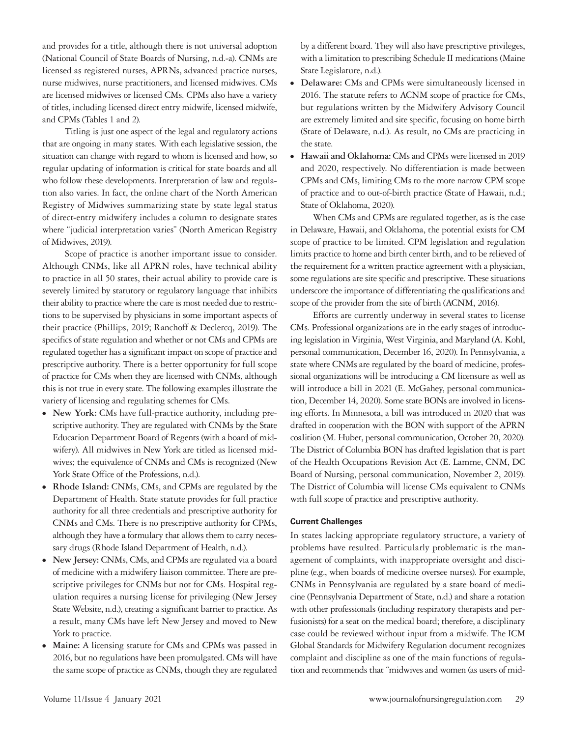and provides for a title, although there is not universal adoption (National Council of State Boards of Nursing, n.d.-a). CNMs are licensed as registered nurses, APRNs, advanced practice nurses, nurse midwives, nurse practitioners, and licensed midwives. CMs are licensed midwives or licensed CMs. CPMs also have a variety of titles, including licensed direct entry midwife, licensed midwife, and CPMs (Tables 1 and 2).

Titling is just one aspect of the legal and regulatory actions that are ongoing in many states. With each legislative session, the situation can change with regard to whom is licensed and how, so regular updating of information is critical for state boards and all who follow these developments. Interpretation of law and regulation also varies. In fact, the online chart of the North American Registry of Midwives summarizing state by state legal status of direct-entry midwifery includes a column to designate states where "judicial interpretation varies" (North American Registry of Midwives, 2019).

Scope of practice is another important issue to consider. Although CNMs, like all APRN roles, have technical ability to practice in all 50 states, their actual ability to provide care is severely limited by statutory or regulatory language that inhibits their ability to practice where the care is most needed due to restrictions to be supervised by physicians in some important aspects of their practice (Phillips, 2019; Ranchoff & Declercq, 2019). The specifics of state regulation and whether or not CMs and CPMs are regulated together has a significant impact on scope of practice and prescriptive authority. There is a better opportunity for full scope of practice for CMs when they are licensed with CNMs, although this is not true in every state. The following examples illustrate the variety of licensing and regulating schemes for CMs.

- **New York:** CMs have full-practice authority, including prescriptive authority. They are regulated with CNMs by the State Education Department Board of Regents (with a board of midwifery). All midwives in New York are titled as licensed midwives; the equivalence of CNMs and CMs is recognized (New York State Office of the Professions, n.d.).
- **Rhode Island:** CNMs, CMs, and CPMs are regulated by the Department of Health. State statute provides for full practice authority for all three credentials and prescriptive authority for CNMs and CMs. There is no prescriptive authority for CPMs, although they have a formulary that allows them to carry necessary drugs (Rhode Island Department of Health, n.d.).
- **New Jersey:** CNMs, CMs, and CPMs are regulated via a board of medicine with a midwifery liaison committee. There are prescriptive privileges for CNMs but not for CMs. Hospital regulation requires a nursing license for privileging (New Jersey State Website, n.d.), creating a significant barrier to practice. As a result, many CMs have left New Jersey and moved to New York to practice.
- **Maine:** A licensing statute for CMs and CPMs was passed in 2016, but no regulations have been promulgated. CMs will have the same scope of practice as CNMs, though they are regulated by a different board. They will also have prescriptive privileges, with a limitation to prescribing Schedule II medications (Maine State Legislature, n.d.).
- **Delaware:** CMs and CPMs were simultaneously licensed in 2016. The statute refers to ACNM scope of practice for CMs, but regulations written by the Midwifery Advisory Council are extremely limited and site specific, focusing on home birth (State of Delaware, n.d.). As result, no CMs are practicing in the state.
- **Hawaii and Oklahoma:** CMs and CPMs were licensed in 2019 and 2020, respectively. No differentiation is made between CPMs and CMs, limiting CMs to the more narrow CPM scope of practice and to out-of-birth practice (State of Hawaii, n.d.; State of Oklahoma, 2020).

When CMs and CPMs are regulated together, as is the case in Delaware, Hawaii, and Oklahoma, the potential exists for CM scope of practice to be limited. CPM legislation and regulation limits practice to home and birth center birth, and to be relieved of the requirement for a written practice agreement with a physician, some regulations are site specific and prescriptive. These situations underscore the importance of differentiating the qualifications and scope of the provider from the site of birth (ACNM, 2016).

Efforts are currently underway in several states to license CMs. Professional organizations are in the early stages of introducing legislation in Virginia, West Virginia, and Maryland (A. Kohl, personal communication, December 16, 2020). In Pennsylvania, a state where CNMs are regulated by the board of medicine, professional organizations will be introducing a CM licensure as well as will introduce a bill in 2021 (E. McGahey, personal communication, December 14, 2020). Some state BONs are involved in licensing efforts. In Minnesota, a bill was introduced in 2020 that was drafted in cooperation with the BON with support of the APRN coalition (M. Huber, personal communication, October 20, 2020). The District of Columbia BON has drafted legislation that is part of the Health Occupations Revision Act (E. Lamme, CNM, DC Board of Nursing, personal communication, November 2, 2019). The District of Columbia will license CMs equivalent to CNMs with full scope of practice and prescriptive authority.

#### Current Challenges

In states lacking appropriate regulatory structure, a variety of problems have resulted. Particularly problematic is the management of complaints, with inappropriate oversight and discipline (e.g., when boards of medicine oversee nurses). For example, CNMs in Pennsylvania are regulated by a state board of medicine (Pennsylvania Department of State, n.d.) and share a rotation with other professionals (including respiratory therapists and perfusionists) for a seat on the medical board; therefore, a disciplinary case could be reviewed without input from a midwife. The ICM Global Standards for Midwifery Regulation document recognizes complaint and discipline as one of the main functions of regulation and recommends that "midwives and women (as users of mid-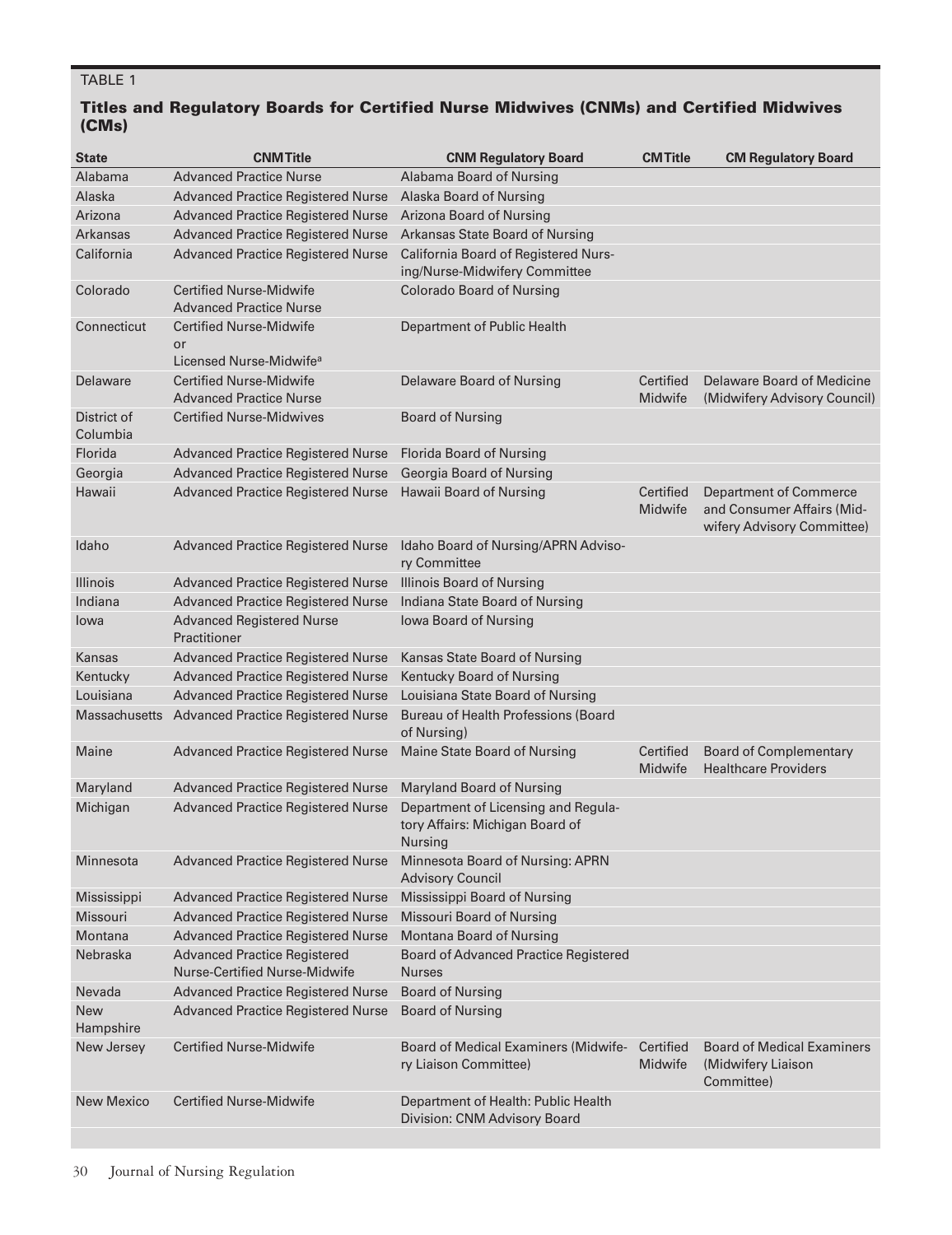TABLE 1

### Titles and Regulatory Boards for Certified Nurse Midwives (CNMs) and Certified Midwives (CMs)

| State | CNM Title | CNM Regulatory Board | CM Title | CM Regulatory Board |
|---|---|---|---|---|
| Alabama | Advanced Practice Nurse | Alabama Board of Nursing | | |
| Alaska | Advanced Practice Registered Nurse | Alaska Board of Nursing | | |
| Arizona | Advanced Practice Registered Nurse | Arizona Board of Nursing | | |
| Arkansas | Advanced Practice Registered Nurse | Arkansas State Board of Nursing | | |
| California | Advanced Practice Registered Nurse | California Board of Registered Nursing/Nurse-Midwifery Committee | | |
| Colorado | Certified Nurse-Midwife Advanced Practice Nurse | Colorado Board of Nursing | | |
| Connecticut | Certified Nurse-Midwife or Licensed Nurse-Midwife[a] | Department of Public Health | | |
| Delaware | Certified Nurse-Midwife Advanced Practice Nurse | Delaware Board of Nursing | Certified Midwife | Delaware Board of Medicine (Midwifery Advisory Council) |
| District of Columbia | Certified Nurse-Midwives | Board of Nursing | | |
| Florida | Advanced Practice Registered Nurse | Florida Board of Nursing | | |
| Georgia | Advanced Practice Registered Nurse | Georgia Board of Nursing | | |
| Hawaii | Advanced Practice Registered Nurse | Hawaii Board of Nursing | Certified Midwife | Department of Commerce and Consumer Affairs (Midwifery Advisory Committee) |
| Idaho | Advanced Practice Registered Nurse | Idaho Board of Nursing/APRN Advisory Committee | | |
| Illinois | Advanced Practice Registered Nurse | Illinois Board of Nursing | | |
| Indiana | Advanced Practice Registered Nurse | Indiana State Board of Nursing | | |
| Iowa | Advanced Registered Nurse Practitioner | Iowa Board of Nursing | | |
| Kansas | Advanced Practice Registered Nurse | Kansas State Board of Nursing | | |
| Kentucky | Advanced Practice Registered Nurse | Kentucky Board of Nursing | | |
| Louisiana | Advanced Practice Registered Nurse | Louisiana State Board of Nursing | | |
| Massachusetts | Advanced Practice Registered Nurse | Bureau of Health Professions (Board of Nursing) | | |
| Maine | Advanced Practice Registered Nurse | Maine State Board of Nursing | Certified Midwife | Board of Complementary Healthcare Providers |
| Maryland | Advanced Practice Registered Nurse | Maryland Board of Nursing | | |
| Michigan | Advanced Practice Registered Nurse | Department of Licensing and Regulatory Affairs: Michigan Board of Nursing | | |
| Minnesota | Advanced Practice Registered Nurse | Minnesota Board of Nursing: APRN Advisory Council | | |
| Mississippi | Advanced Practice Registered Nurse | Mississippi Board of Nursing | | |
| Missouri | Advanced Practice Registered Nurse | Missouri Board of Nursing | | |
| Montana | Advanced Practice Registered Nurse | Montana Board of Nursing | | |
| Nebraska | Advanced Practice Registered Nurse-Certified Nurse-Midwife | Board of Advanced Practice Registered Nurses | | |
| Nevada | Advanced Practice Registered Nurse | Board of Nursing | | |
| New Hampshire | Advanced Practice Registered Nurse | Board of Nursing | | |
| New Jersey | Certified Nurse-Midwife | Board of Medical Examiners (Midwifery Liaison Committee) | Certified Midwife | Board of Medical Examiners (Midwifery Liaison Committee) |
| New Mexico | Certified Nurse-Midwife | Department of Health: Public Health Division: CNM Advisory Board | | |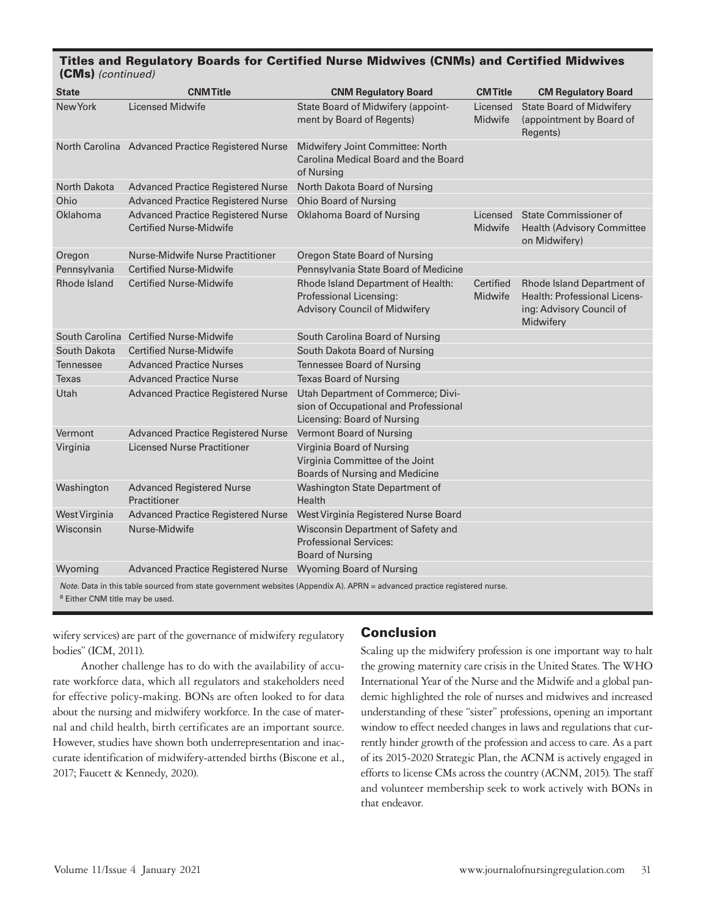**Titles and Regulatory Boards for Certified Nurse Midwives (CNMs) and Certified Midwives (CMs)** *(continued)*

| State | CNM Title | CNM Regulatory Board | CM Title | CM Regulatory Board |
|---|---|---|---|---|
| New York | Licensed Midwife | State Board of Midwifery (appointment by Board of Regents) | Licensed Midwife | State Board of Midwifery (appointment by Board of Regents) |
| North Carolina | Advanced Practice Registered Nurse | Midwifery Joint Committee: North Carolina Medical Board and the Board of Nursing | | |
| North Dakota | Advanced Practice Registered Nurse | North Dakota Board of Nursing | | |
| Ohio | Advanced Practice Registered Nurse | Ohio Board of Nursing | | |
| Oklahoma | Advanced Practice Registered Nurse Certified Nurse-Midwife | Oklahoma Board of Nursing | Licensed Midwife | State Commissioner of Health (Advisory Committee on Midwifery) |
| Oregon | Nurse-Midwife Nurse Practitioner | Oregon State Board of Nursing | | |
| Pennsylvania | Certified Nurse-Midwife | Pennsylvania State Board of Medicine | | |
| Rhode Island | Certified Nurse-Midwife | Rhode Island Department of Health: Professional Licensing: Advisory Council of Midwifery | Certified Midwife | Rhode Island Department of Health: Professional Licensing: Advisory Council of Midwifery |
| South Carolina | Certified Nurse-Midwife | South Carolina Board of Nursing | | |
| South Dakota | Certified Nurse-Midwife | South Dakota Board of Nursing | | |
| Tennessee | Advanced Practice Nurses | Tennessee Board of Nursing | | |
| Texas | Advanced Practice Nurse | Texas Board of Nursing | | |
| Utah | Advanced Practice Registered Nurse | Utah Department of Commerce; Division of Occupational and Professional Licensing: Board of Nursing | | |
| Vermont | Advanced Practice Registered Nurse | Vermont Board of Nursing | | |
| Virginia | Licensed Nurse Practitioner | Virginia Board of Nursing Virginia Committee of the Joint Boards of Nursing and Medicine | | |
| Washington | Advanced Registered Nurse Practitioner | Washington State Department of Health | | |
| West Virginia | Advanced Practice Registered Nurse | West Virginia Registered Nurse Board | | |
| Wisconsin | Nurse-Midwife | Wisconsin Department of Safety and Professional Services: Board of Nursing | | |
| Wyoming | Advanced Practice Registered Nurse | Wyoming Board of Nursing | | |

*Note.* Data in this table sourced from state government websites (Appendix A). APRN = advanced practice registered nurse.
[a] Either CNM title may be used.

wifery services) are part of the governance of midwifery regulatory bodies" (ICM, 2011).

Another challenge has to do with the availability of accurate workforce data, which all regulators and stakeholders need for effective policy-making. BONs are often looked to for data about the nursing and midwifery workforce. In the case of maternal and child health, birth certificates are an important source. However, studies have shown both underrepresentation and inaccurate identification of midwifery-attended births (Biscone et al., 2017; Faucett & Kennedy, 2020).

## Conclusion

Scaling up the midwifery profession is one important way to halt the growing maternity care crisis in the United States. The WHO International Year of the Nurse and the Midwife and a global pandemic highlighted the role of nurses and midwives and increased understanding of these "sister" professions, opening an important window to effect needed changes in laws and regulations that currently hinder growth of the profession and access to care. As a part of its 2015-2020 Strategic Plan, the ACNM is actively engaged in efforts to license CMs across the country (ACNM, 2015). The staff and volunteer membership seek to work actively with BONs in that endeavor.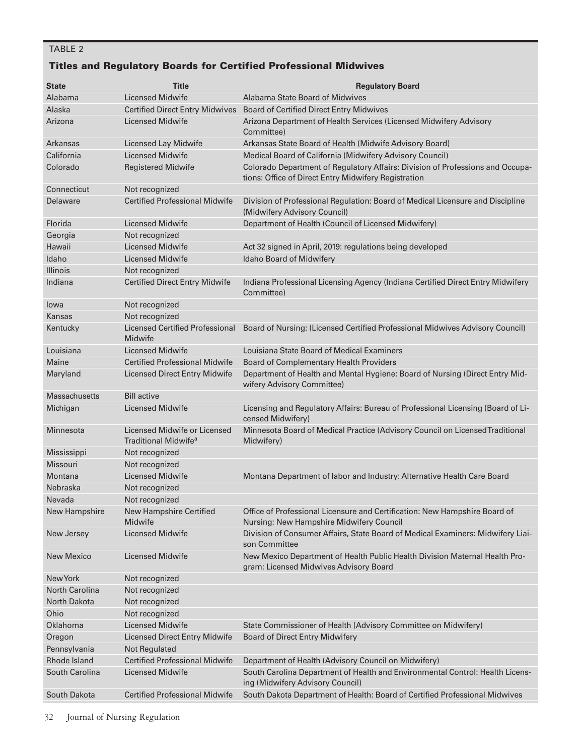TABLE 2

### Titles and Regulatory Boards for Certified Professional Midwives

| State | Title | Regulatory Board |
|---|---|---|
| Alabama | Licensed Midwife | Alabama State Board of Midwives |
| Alaska | Certified Direct Entry Midwives | Board of Certified Direct Entry Midwives |
| Arizona | Licensed Midwife | Arizona Department of Health Services (Licensed Midwifery Advisory Committee) |
| Arkansas | Licensed Lay Midwife | Arkansas State Board of Health (Midwife Advisory Board) |
| California | Licensed Midwife | Medical Board of California (Midwifery Advisory Council) |
| Colorado | Registered Midwife | Colorado Department of Regulatory Affairs: Division of Professions and Occupations: Office of Direct Entry Midwifery Registration |
| Connecticut | Not recognized | |
| Delaware | Certified Professional Midwife | Division of Professional Regulation: Board of Medical Licensure and Discipline (Midwifery Advisory Council) |
| Florida | Licensed Midwife | Department of Health (Council of Licensed Midwifery) |
| Georgia | Not recognized | |
| Hawaii | Licensed Midwife | Act 32 signed in April, 2019: regulations being developed |
| Idaho | Licensed Midwife | Idaho Board of Midwifery |
| Illinois | Not recognized | |
| Indiana | Certified Direct Entry Midwife | Indiana Professional Licensing Agency (Indiana Certified Direct Entry Midwifery Committee) |
| Iowa | Not recognized | |
| Kansas | Not recognized | |
| Kentucky | Licensed Certified Professional Midwife | Board of Nursing: (Licensed Certified Professional Midwives Advisory Council) |
| Louisiana | Licensed Midwife | Louisiana State Board of Medical Examiners |
| Maine | Certified Professional Midwife | Board of Complementary Health Providers |
| Maryland | Licensed Direct Entry Midwife | Department of Health and Mental Hygiene: Board of Nursing (Direct Entry Midwifery Advisory Committee) |
| Massachusetts | Bill active | |
| Michigan | Licensed Midwife | Licensing and Regulatory Affairs: Bureau of Professional Licensing (Board of Licensed Midwifery) |
| Minnesota | Licensed Midwife or Licensed Traditional Midwife[a] | Minnesota Board of Medical Practice (Advisory Council on Licensed Traditional Midwifery) |
| Mississippi | Not recognized | |
| Missouri | Not recognized | |
| Montana | Licensed Midwife | Montana Department of labor and Industry: Alternative Health Care Board |
| Nebraska | Not recognized | |
| Nevada | Not recognized | |
| New Hampshire | New Hampshire Certified Midwife | Office of Professional Licensure and Certification: New Hampshire Board of Nursing: New Hampshire Midwifery Council |
| New Jersey | Licensed Midwife | Division of Consumer Affairs, State Board of Medical Examiners: Midwifery Liaison Committee |
| New Mexico | Licensed Midwife | New Mexico Department of Health Public Health Division Maternal Health Program: Licensed Midwives Advisory Board |
| New York | Not recognized | |
| North Carolina | Not recognized | |
| North Dakota | Not recognized | |
| Ohio | Not recognized | |
| Oklahoma | Licensed Midwife | State Commissioner of Health (Advisory Committee on Midwifery) |
| Oregon | Licensed Direct Entry Midwife | Board of Direct Entry Midwifery |
| Pennsylvania | Not Regulated | |
| Rhode Island | Certified Professional Midwife | Department of Health (Advisory Council on Midwifery) |
| South Carolina | Licensed Midwife | South Carolina Department of Health and Environmental Control: Health Licensing (Midwifery Advisory Council) |
| South Dakota | Certified Professional Midwife | South Dakota Department of Health: Board of Certified Professional Midwives |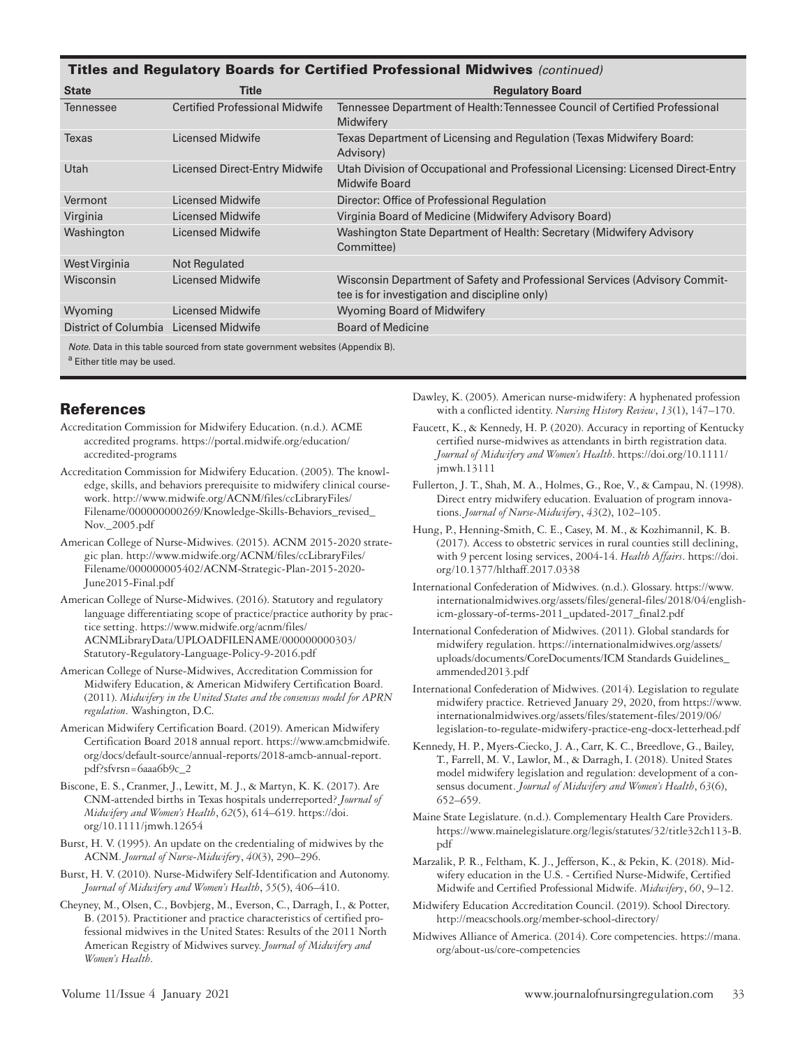**Titles and Regulatory Boards for Certified Professional Midwives** *(continued)*

| State | Title | Regulatory Board |
| --- | --- | --- |
| Tennessee | Certified Professional Midwife | Tennessee Department of Health: Tennessee Council of Certified Professional Midwifery |
| Texas | Licensed Midwife | Texas Department of Licensing and Regulation (Texas Midwifery Board: Advisory) |
| Utah | Licensed Direct-Entry Midwife | Utah Division of Occupational and Professional Licensing: Licensed Direct-Entry Midwife Board |
| Vermont | Licensed Midwife | Director: Office of Professional Regulation |
| Virginia | Licensed Midwife | Virginia Board of Medicine (Midwifery Advisory Board) |
| Washington | Licensed Midwife | Washington State Department of Health: Secretary (Midwifery Advisory Committee) |
| West Virginia | Not Regulated | |
| Wisconsin | Licensed Midwife | Wisconsin Department of Safety and Professional Services (Advisory Committee is for investigation and discipline only) |
| Wyoming | Licensed Midwife | Wyoming Board of Midwifery |
| District of Columbia | Licensed Midwife | Board of Medicine |

*Note.* Data in this table sourced from state government websites (Appendix B).

[a] Either title may be used.

## References

Accreditation Commission for Midwifery Education. (n.d.). ACME accredited programs. https://portal.midwife.org/education/accredited-programs

Accreditation Commission for Midwifery Education. (2005). The knowledge, skills, and behaviors prerequisite to midwifery clinical coursework. http://www.midwife.org/ACNM/files/ccLibraryFiles/Filename/000000000269/Knowledge-Skills-Behaviors_revised_Nov._2005.pdf

American College of Nurse-Midwives. (2015). ACNM 2015-2020 strategic plan. http://www.midwife.org/ACNM/files/ccLibraryFiles/Filename/000000005402/ACNM-Strategic-Plan-2015-2020-June2015-Final.pdf

American College of Nurse-Midwives. (2016). Statutory and regulatory language differentiating scope of practice/practice authority by practice setting. https://www.midwife.org/acnm/files/ACNMLibraryData/UPLOADFILENAME/000000000303/Statutory-Regulatory-Language-Policy-9-2016.pdf

American College of Nurse-Midwives, Accreditation Commission for Midwifery Education, & American Midwifery Certification Board. (2011). *Midwifery in the United States and the consensus model for APRN regulation*. Washington, D.C.

American Midwifery Certification Board. (2019). American Midwifery Certification Board 2018 annual report. https://www.amcbmidwife.org/docs/default-source/annual-reports/2018-amcb-annual-report.pdf?sfvrsn=6aaa6b9c_2

Biscone, E. S., Cranmer, J., Lewitt, M. J., & Martyn, K. K. (2017). Are CNM-attended births in Texas hospitals underreported? *Journal of Midwifery and Women's Health*, *62*(5), 614–619. https://doi.org/10.1111/jmwh.12654

Burst, H. V. (1995). An update on the credentialing of midwives by the ACNM. *Journal of Nurse-Midwifery*, *40*(3), 290–296.

Burst, H. V. (2010). Nurse-Midwifery Self-Identification and Autonomy. *Journal of Midwifery and Women's Health*, *55*(5), 406–410.

Cheyney, M., Olsen, C., Bovbjerg, M., Everson, C., Darragh, I., & Potter, B. (2015). Practitioner and practice characteristics of certified professional midwives in the United States: Results of the 2011 North American Registry of Midwives survey. *Journal of Midwifery and Women's Health*.

Dawley, K. (2005). American nurse-midwifery: A hyphenated profession with a conflicted identity. *Nursing History Review*, *13*(1), 147–170.

Faucett, K., & Kennedy, H. P. (2020). Accuracy in reporting of Kentucky certified nurse-midwives as attendants in birth registration data. *Journal of Midwifery and Women's Health*. https://doi.org/10.1111/jmwh.13111

Fullerton, J. T., Shah, M. A., Holmes, G., Roe, V., & Campau, N. (1998). Direct entry midwifery education. Evaluation of program innovations. *Journal of Nurse-Midwifery*, *43*(2), 102–105.

Hung, P., Henning-Smith, C. E., Casey, M. M., & Kozhimannil, K. B. (2017). Access to obstetric services in rural counties still declining, with 9 percent losing services, 2004-14. *Health Affairs*. https://doi.org/10.1377/hlthaff.2017.0338

International Confederation of Midwives. (n.d.). Glossary. https://www.internationalmidwives.org/assets/files/general-files/2018/04/english-icm-glossary-of-terms-2011_updated-2017_final2.pdf

International Confederation of Midwives. (2011). Global standards for midwifery regulation. https://internationalmidwives.org/assets/uploads/documents/CoreDocuments/ICM Standards Guidelines_ammended2013.pdf

International Confederation of Midwives. (2014). Legislation to regulate midwifery practice. Retrieved January 29, 2020, from https://www.internationalmidwives.org/assets/files/statement-files/2019/06/legislation-to-regulate-midwifery-practice-eng-docx-letterhead.pdf

Kennedy, H. P., Myers-Ciecko, J. A., Carr, K. C., Breedlove, G., Bailey, T., Farrell, M. V., Lawlor, M., & Darragh, I. (2018). United States model midwifery legislation and regulation: development of a consensus document. *Journal of Midwifery and Women's Health*, *63*(6), 652–659.

Maine State Legislature. (n.d.). Complementary Health Care Providers. https://www.mainelegislature.org/legis/statutes/32/title32ch113-B.pdf

Marzalik, P. R., Feltham, K. J., Jefferson, K., & Pekin, K. (2018). Midwifery education in the U.S. - Certified Nurse-Midwife, Certified Midwife and Certified Professional Midwife. *Midwifery*, *60*, 9–12.

Midwifery Education Accreditation Council. (2019). School Directory. http://meacschools.org/member-school-directory/

Midwives Alliance of America. (2014). Core competencies. https://mana.org/about-us/core-competencies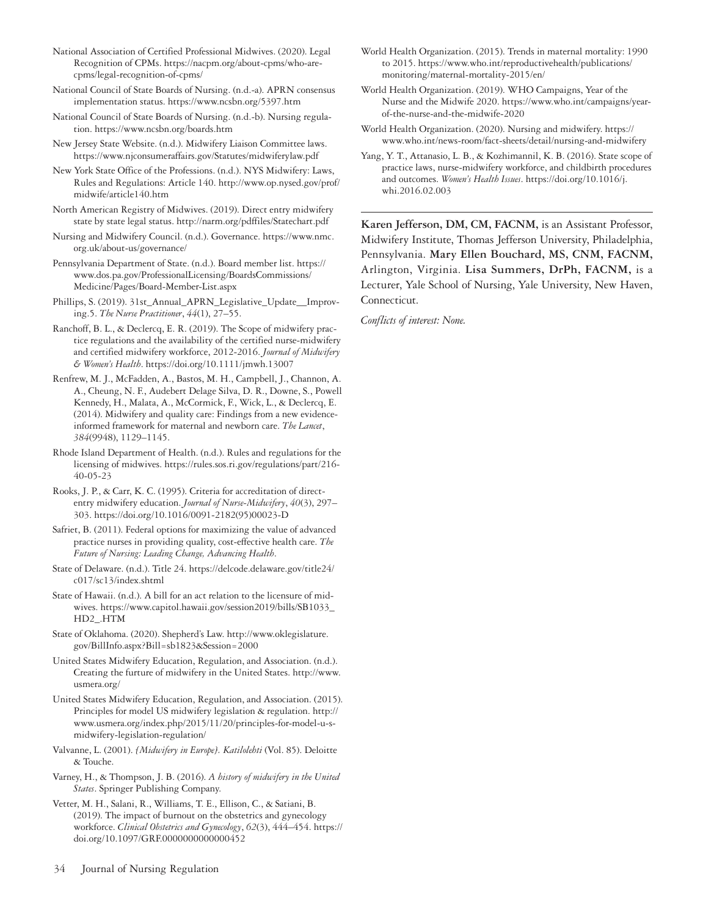National Association of Certified Professional Midwives. (2020). Legal Recognition of CPMs. https://nacpm.org/about-cpms/who-are-cpms/legal-recognition-of-cpms/

National Council of State Boards of Nursing. (n.d.-a). APRN consensus implementation status. https://www.ncsbn.org/5397.htm

National Council of State Boards of Nursing. (n.d.-b). Nursing regulation. https://www.ncsbn.org/boards.htm

New Jersey State Website. (n.d.). Midwifery Liaison Committee laws. https://www.njconsumeraffairs.gov/Statutes/midwiferylaw.pdf

New York State Office of the Professions. (n.d.). NYS Midwifery: Laws, Rules and Regulations: Article 140. http://www.op.nysed.gov/prof/midwife/article140.htm

North American Registry of Midwives. (2019). Direct entry midwifery state by state legal status. http://narm.org/pdffiles/Statechart.pdf

Nursing and Midwifery Council. (n.d.). Governance. https://www.nmc.org.uk/about-us/governance/

Pennsylvania Department of State. (n.d.). Board member list. https://www.dos.pa.gov/ProfessionalLicensing/BoardsCommissions/Medicine/Pages/Board-Member-List.aspx

Phillips, S. (2019). 31st_Annual_APRN_Legislative_Update__Improving.5. *The Nurse Practitioner*, *44*(1), 27–55.

Ranchoff, B. L., & Declercq, E. R. (2019). The Scope of midwifery practice regulations and the availability of the certified nurse-midwifery and certified midwifery workforce, 2012-2016. *Journal of Midwifery & Women's Health*. https://doi.org/10.1111/jmwh.13007

Renfrew, M. J., McFadden, A., Bastos, M. H., Campbell, J., Channon, A. A., Cheung, N. F., Audebert Delage Silva, D. R., Downe, S., Powell Kennedy, H., Malata, A., McCormick, F., Wick, L., & Declercq, E. (2014). Midwifery and quality care: Findings from a new evidence-informed framework for maternal and newborn care. *The Lancet*, *384*(9948), 1129–1145.

Rhode Island Department of Health. (n.d.). Rules and regulations for the licensing of midwives. https://rules.sos.ri.gov/regulations/part/216-40-05-23

Rooks, J. P., & Carr, K. C. (1995). Criteria for accreditation of direct-entry midwifery education. *Journal of Nurse-Midwifery*, *40*(3), 297–303. https://doi.org/10.1016/0091-2182(95)00023-D

Safriet, B. (2011). Federal options for maximizing the value of advanced practice nurses in providing quality, cost-effective health care. *The Future of Nursing: Leading Change, Advancing Health*.

State of Delaware. (n.d.). Title 24. https://delcode.delaware.gov/title24/c017/sc13/index.shtml

State of Hawaii. (n.d.). A bill for an act relation to the licensure of midwives. https://www.capitol.hawaii.gov/session2019/bills/SB1033_HD2_.HTM

State of Oklahoma. (2020). Shepherd's Law. http://www.oklegislature.gov/BillInfo.aspx?Bill=sb1823&Session=2000

United States Midwifery Education, Regulation, and Association. (n.d.). Creating the furture of midwifery in the United States. http://www.usmera.org/

United States Midwifery Education, Regulation, and Association. (2015). Principles for model US midwifery legislation & regulation. http://www.usmera.org/index.php/2015/11/20/principles-for-model-u-s-midwifery-legislation-regulation/

Valvanne, L. (2001). *{Midwifery in Europe}. Katilolehti* (Vol. 85). Deloitte & Touche.

Varney, H., & Thompson, J. B. (2016). *A history of midwifery in the United States*. Springer Publishing Company.

Vetter, M. H., Salani, R., Williams, T. E., Ellison, C., & Satiani, B. (2019). The impact of burnout on the obstetrics and gynecology workforce. *Clinical Obstetrics and Gynecology*, *62*(3), 444–454. https://doi.org/10.1097/GRF.0000000000000452

World Health Organization. (2015). Trends in maternal mortality: 1990 to 2015. https://www.who.int/reproductivehealth/publications/monitoring/maternal-mortality-2015/en/

World Health Organization. (2019). WHO Campaigns, Year of the Nurse and the Midwife 2020. https://www.who.int/campaigns/year-of-the-nurse-and-the-midwife-2020

World Health Organization. (2020). Nursing and midwifery. https://www.who.int/news-room/fact-sheets/detail/nursing-and-midwifery

Yang, Y. T., Attanasio, L. B., & Kozhimannil, K. B. (2016). State scope of practice laws, nurse-midwifery workforce, and childbirth procedures and outcomes. *Women's Health Issues*. https://doi.org/10.1016/j.whi.2016.02.003

---

**Karen Jefferson, DM, CM, FACNM,** is an Assistant Professor, Midwifery Institute, Thomas Jefferson University, Philadelphia, Pennsylvania. **Mary Ellen Bouchard, MS, CNM, FACNM,** Arlington, Virginia. **Lisa Summers, DrPh, FACNM,** is a Lecturer, Yale School of Nursing, Yale University, New Haven, Connecticut.

*Conflicts of interest: None.*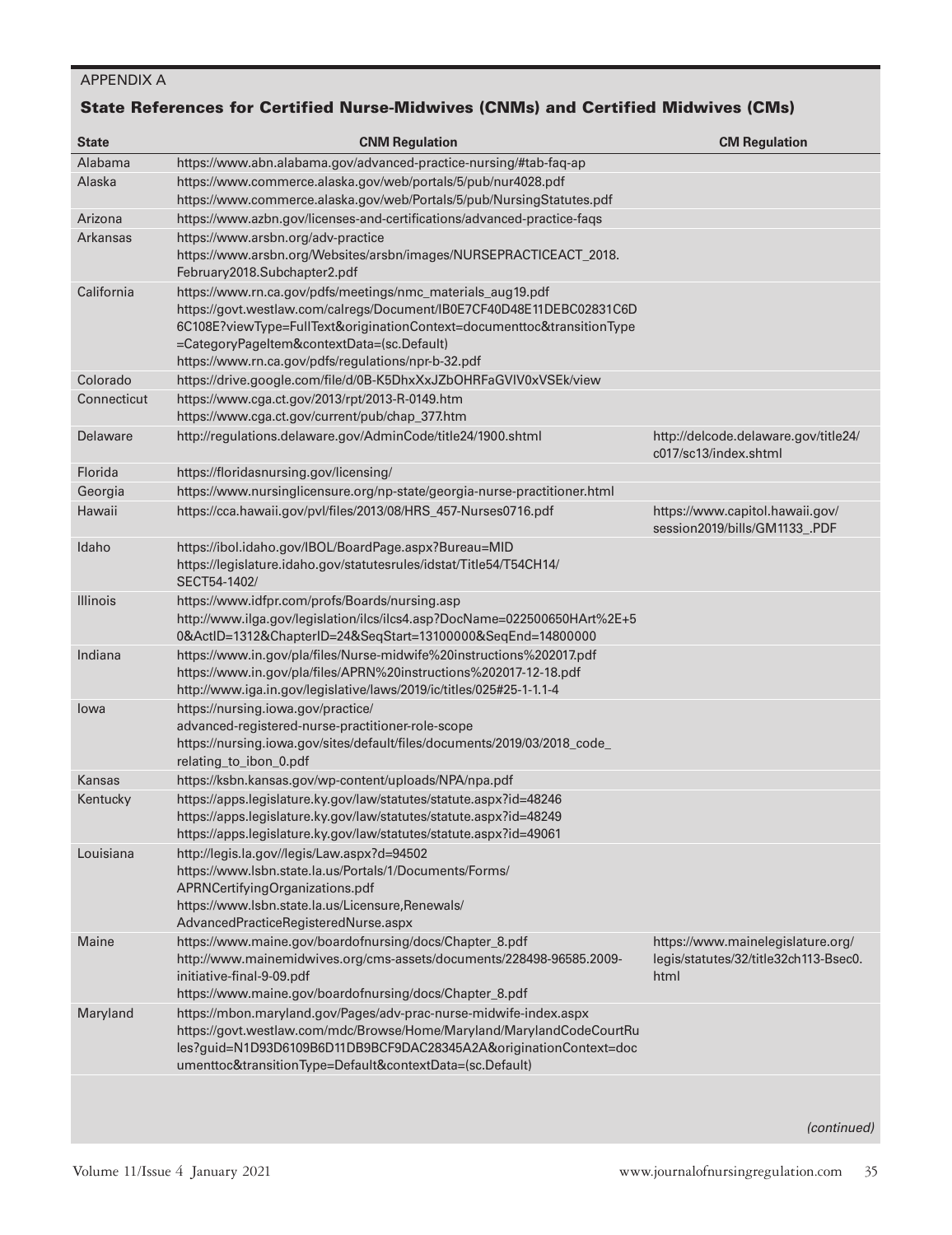APPENDIX A

### State References for Certified Nurse-Midwives (CNMs) and Certified Midwives (CMs)

| State | CNM Regulation | CM Regulation |
|---|---|---|
| Alabama | https://www.abn.alabama.gov/advanced-practice-nursing/#tab-faq-ap | |
| Alaska | https://www.commerce.alaska.gov/web/portals/5/pub/nur4028.pdf<br>https://www.commerce.alaska.gov/web/Portals/5/pub/NursingStatutes.pdf | |
| Arizona | https://www.azbn.gov/licenses-and-certifications/advanced-practice-faqs | |
| Arkansas | https://www.arsbn.org/adv-practice<br>https://www.arsbn.org/Websites/arsbn/images/NURSEPRACTICEACT_2018.February2018.Subchapter2.pdf | |
| California | https://www.rn.ca.gov/pdfs/meetings/nmc_materials_aug19.pdf<br>https://govt.westlaw.com/calregs/Document/IB0E7CF40D48E11DEBC02831C6D6C108E?viewType=FullText&originationContext=documenttoc&transitionType=CategoryPageItem&contextData=(sc.Default)<br>https://www.rn.ca.gov/pdfs/regulations/npr-b-32.pdf | |
| Colorado | https://drive.google.com/file/d/0B-K5DhxXxJZbOHRFaGVlV0xVSEk/view | |
| Connecticut | https://www.cga.ct.gov/2013/rpt/2013-R-0149.htm<br>https://www.cga.ct.gov/current/pub/chap_377.htm | |
| Delaware | http://regulations.delaware.gov/AdminCode/title24/1900.shtml | http://delcode.delaware.gov/title24/c017/sc13/index.shtml |
| Florida | https://floridasnursing.gov/licensing/ | |
| Georgia | https://www.nursinglicensure.org/np-state/georgia-nurse-practitioner.html | |
| Hawaii | https://cca.hawaii.gov/pvl/files/2013/08/HRS_457-Nurses0716.pdf | https://www.capitol.hawaii.gov/session2019/bills/GM1133_.PDF |
| Idaho | https://ibol.idaho.gov/IBOL/BoardPage.aspx?Bureau=MID<br>https://legislature.idaho.gov/statutesrules/idstat/Title54/T54CH14/SECT54-1402/ | |
| Illinois | https://www.idfpr.com/profs/Boards/nursing.asp<br>http://www.ilga.gov/legislation/ilcs/ilcs4.asp?DocName=022500650HArt%2E+50&ActID=1312&ChapterID=24&SeqStart=13100000&SeqEnd=14800000 | |
| Indiana | https://www.in.gov/pla/files/Nurse-midwife%20instructions%202017.pdf<br>https://www.in.gov/pla/files/APRN%20instructions%202017-12-18.pdf<br>http://www.iga.in.gov/legislative/laws/2019/ic/titles/025#25-1-1.1-4 | |
| Iowa | https://nursing.iowa.gov/practice/advanced-registered-nurse-practitioner-role-scope<br>https://nursing.iowa.gov/sites/default/files/documents/2019/03/2018_code_relating_to_ibon_0.pdf | |
| Kansas | https://ksbn.kansas.gov/wp-content/uploads/NPA/npa.pdf | |
| Kentucky | https://apps.legislature.ky.gov/law/statutes/statute.aspx?id=48246<br>https://apps.legislature.ky.gov/law/statutes/statute.aspx?id=48249<br>https://apps.legislature.ky.gov/law/statutes/statute.aspx?id=49061 | |
| Louisiana | http://legis.la.gov//legis/Law.aspx?d=94502<br>https://www.lsbn.state.la.us/Portals/1/Documents/Forms/APRNCertifyingOrganizations.pdf<br>https://www.lsbn.state.la.us/Licensure,Renewals/AdvancedPracticeRegisteredNurse.aspx | |
| Maine | https://www.maine.gov/boardofnursing/docs/Chapter_8.pdf<br>http://www.mainemidwives.org/cms-assets/documents/228498-96585.2009-initiative-final-9-09.pdf<br>https://www.maine.gov/boardofnursing/docs/Chapter_8.pdf | https://www.mainelegislature.org/legis/statutes/32/title32ch113-Bsec0.html |
| Maryland | https://mbon.maryland.gov/Pages/adv-prac-nurse-midwife-index.aspx<br>https://govt.westlaw.com/mdc/Browse/Home/Maryland/MarylandCodeCourtRules?guid=N1D93D6109B6D11DB9BCF9DAC28345A2A&originationContext=documenttoc&transitionType=Default&contextData=(sc.Default) | |

*(continued)*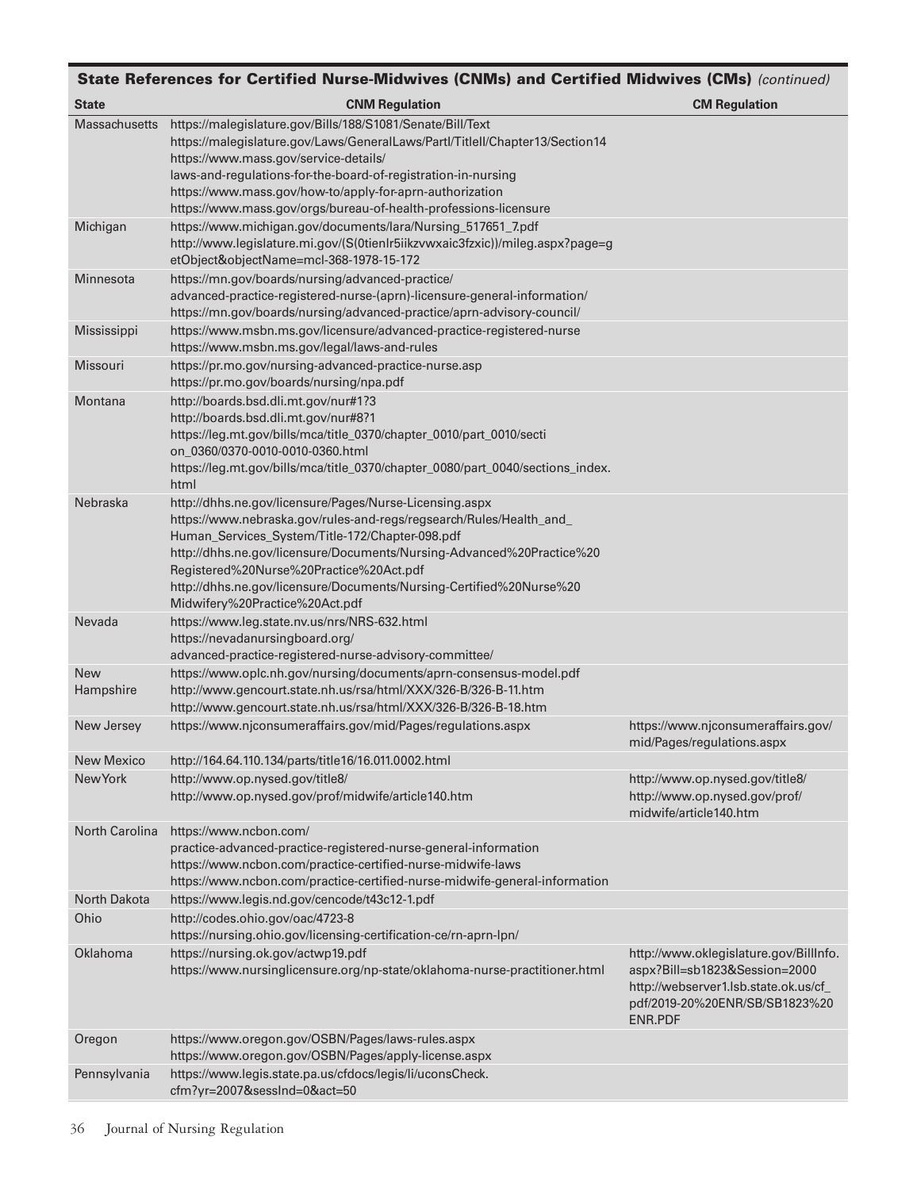**State References for Certified Nurse-Midwives (CNMs) and Certified Midwives (CMs)** *(continued)*

| State | CNM Regulation | CM Regulation |
|---|---|---|
| Massachusetts | https://malegislature.gov/Bills/188/S1081/Senate/Bill/Text https://malegislature.gov/Laws/GeneralLaws/PartI/TitleII/Chapter13/Section14 https://www.mass.gov/service-details/laws-and-regulations-for-the-board-of-registration-in-nursing https://www.mass.gov/how-to/apply-for-aprn-authorization https://www.mass.gov/orgs/bureau-of-health-professions-licensure | |
| Michigan | https://www.michigan.gov/documents/lara/Nursing_517651_7.pdf http://www.legislature.mi.gov/(S(0tienlr5iikzvwxaic3fzxic))/mileg.aspx?page=getObject&objectName=mcl-368-1978-15-172 | |
| Minnesota | https://mn.gov/boards/nursing/advanced-practice/advanced-practice-registered-nurse-(aprn)-licensure-general-information/ https://mn.gov/boards/nursing/advanced-practice/aprn-advisory-council/ | |
| Mississippi | https://www.msbn.ms.gov/licensure/advanced-practice-registered-nurse https://www.msbn.ms.gov/legal/laws-and-rules | |
| Missouri | https://pr.mo.gov/nursing-advanced-practice-nurse.asp https://pr.mo.gov/boards/nursing/npa.pdf | |
| Montana | http://boards.bsd.dli.mt.gov/nur#1?3 http://boards.bsd.dli.mt.gov/nur#8?1 https://leg.mt.gov/bills/mca/title_0370/chapter_0010/part_0010/section_0360/0370-0010-0010-0360.html https://leg.mt.gov/bills/mca/title_0370/chapter_0080/part_0040/sections_index.html | |
| Nebraska | http://dhhs.ne.gov/licensure/Pages/Nurse-Licensing.aspx https://www.nebraska.gov/rules-and-regs/regsearch/Rules/Health_and_Human_Services_System/Title-172/Chapter-098.pdf http://dhhs.ne.gov/licensure/Documents/Nursing-Advanced%20Practice%20Registered%20Nurse%20Practice%20Act.pdf http://dhhs.ne.gov/licensure/Documents/Nursing-Certified%20Nurse%20Midwifery%20Practice%20Act.pdf | |
| Nevada | https://www.leg.state.nv.us/nrs/NRS-632.html https://nevadanursingboard.org/advanced-practice-registered-nurse-advisory-committee/ | |
| New Hampshire | https://www.oplc.nh.gov/nursing/documents/aprn-consensus-model.pdf http://www.gencourt.state.nh.us/rsa/html/XXX/326-B/326-B-11.htm http://www.gencourt.state.nh.us/rsa/html/XXX/326-B/326-B-18.htm | |
| New Jersey | https://www.njconsumeraffairs.gov/mid/Pages/regulations.aspx | https://www.njconsumeraffairs.gov/mid/Pages/regulations.aspx |
| New Mexico | http://164.64.110.134/parts/title16/16.011.0002.html | |
| New York | http://www.op.nysed.gov/title8/ http://www.op.nysed.gov/prof/midwife/article140.htm | http://www.op.nysed.gov/title8/ http://www.op.nysed.gov/prof/midwife/article140.htm |
| North Carolina | https://www.ncbon.com/practice-advanced-practice-registered-nurse-general-information https://www.ncbon.com/practice-certified-nurse-midwife-laws https://www.ncbon.com/practice-certified-nurse-midwife-general-information | |
| North Dakota | https://www.legis.nd.gov/cencode/t43c12-1.pdf | |
| Ohio | http://codes.ohio.gov/oac/4723-8 https://nursing.ohio.gov/licensing-certification-ce/rn-aprn-lpn/ | |
| Oklahoma | https://nursing.ok.gov/actwp19.pdf https://www.nursinglicensure.org/np-state/oklahoma-nurse-practitioner.html | http://www.oklegislature.gov/BillInfo.aspx?Bill=sb1823&Session=2000 http://webserver1.lsb.state.ok.us/cf_pdf/2019-20%20ENR/SB/SB1823%20ENR.PDF |
| Oregon | https://www.oregon.gov/OSBN/Pages/laws-rules.aspx https://www.oregon.gov/OSBN/Pages/apply-license.aspx | |
| Pennsylvania | https://www.legis.state.pa.us/cfdocs/legis/li/uconsCheck.cfm?yr=2007&sessInd=0&act=50 | |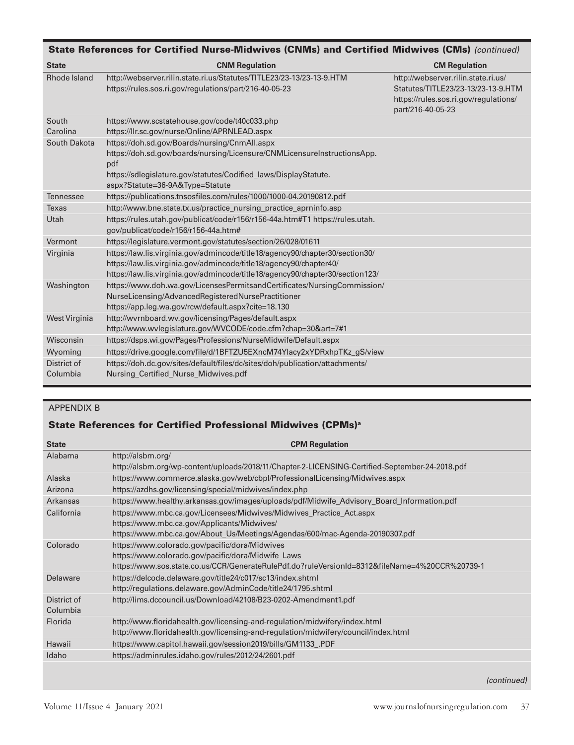## State References for Certified Nurse-Midwives (CNMs) and Certified Midwives (CMs) *(continued)*

| State | CNM Regulation | CM Regulation |
|---|---|---|
| Rhode Island | http://webserver.rilin.state.ri.us/Statutes/TITLE23/23-13/23-13-9.HTM https://rules.sos.ri.gov/regulations/part/216-40-05-23 | http://webserver.rilin.state.ri.us/Statutes/TITLE23/23-13/23-13-9.HTM https://rules.sos.ri.gov/regulations/part/216-40-05-23 |
| South Carolina | https://www.scstatehouse.gov/code/t40c033.php https://llr.sc.gov/nurse/Online/APRNLEAD.aspx | |
| South Dakota | https://doh.sd.gov/Boards/nursing/CnmAll.aspx https://doh.sd.gov/boards/nursing/Licensure/CNMLicensureInstructionsApp.pdf https://sdlegislature.gov/statutes/Codified_laws/DisplayStatute.aspx?Statute=36-9A&Type=Statute | |
| Tennessee | https://publications.tnsosfiles.com/rules/1000/1000-04.20190812.pdf | |
| Texas | http://www.bne.state.tx.us/practice_nursing_practice_aprninfo.asp | |
| Utah | https://rules.utah.gov/publicat/code/r156/r156-44a.htm#T1 https://rules.utah.gov/publicat/code/r156/r156-44a.htm# | |
| Vermont | https://legislature.vermont.gov/statutes/section/26/028/01611 | |
| Virginia | https://law.lis.virginia.gov/admincode/title18/agency90/chapter30/section30/ https://law.lis.virginia.gov/admincode/title18/agency90/chapter40/ https://law.lis.virginia.gov/admincode/title18/agency90/chapter30/section123/ | |
| Washington | https://www.doh.wa.gov/LicensesPermitsandCertificates/NursingCommission/NurseLicensing/AdvancedRegisteredNursePractitioner https://app.leg.wa.gov/rcw/default.aspx?cite=18.130 | |
| West Virginia | http://wvrnboard.wv.gov/licensing/Pages/default.aspx http://www.wvlegislature.gov/WVCODE/code.cfm?chap=30&art=7#1 | |
| Wisconsin | https://dsps.wi.gov/Pages/Professions/NurseMidwife/Default.aspx | |
| Wyoming | https://drive.google.com/file/d/1BFTZU5EXncM74Ylacy2xYDRxhpTKz_gS/view | |
| District of Columbia | https://doh.dc.gov/sites/default/files/dc/sites/doh/publication/attachments/Nursing_Certified_Nurse_Midwives.pdf | |

APPENDIX B

## State References for Certified Professional Midwives (CPMs)[a]

| State | CPM Regulation |
|---|---|
| Alabama | http://alsbm.org/ http://alsbm.org/wp-content/uploads/2018/11/Chapter-2-LICENSING-Certified-September-24-2018.pdf |
| Alaska | https://www.commerce.alaska.gov/web/cbpl/ProfessionalLicensing/Midwives.aspx |
| Arizona | https://azdhs.gov/licensing/special/midwives/index.php |
| Arkansas | https://www.healthy.arkansas.gov/images/uploads/pdf/Midwife_Advisory_Board_Information.pdf |
| California | https://www.mbc.ca.gov/Licensees/Midwives/Midwives_Practice_Act.aspx https://www.mbc.ca.gov/Applicants/Midwives/ https://www.mbc.ca.gov/About_Us/Meetings/Agendas/600/mac-Agenda-20190307.pdf |
| Colorado | https://www.colorado.gov/pacific/dora/Midwives https://www.colorado.gov/pacific/dora/Midwife_Laws https://www.sos.state.co.us/CCR/GenerateRulePdf.do?ruleVersionId=8312&fileName=4%20CCR%20739-1 |
| Delaware | https://delcode.delaware.gov/title24/c017/sc13/index.shtml http://regulations.delaware.gov/AdminCode/title24/1795.shtml |
| District of Columbia | http://lims.dccouncil.us/Download/42108/B23-0202-Amendment1.pdf |
| Florida | http://www.floridahealth.gov/licensing-and-regulation/midwifery/index.html http://www.floridahealth.gov/licensing-and-regulation/midwifery/council/index.html |
| Hawaii | https://www.capitol.hawaii.gov/session2019/bills/GM1133_.PDF |
| Idaho | https://adminrules.idaho.gov/rules/2012/24/2601.pdf |

*(continued)*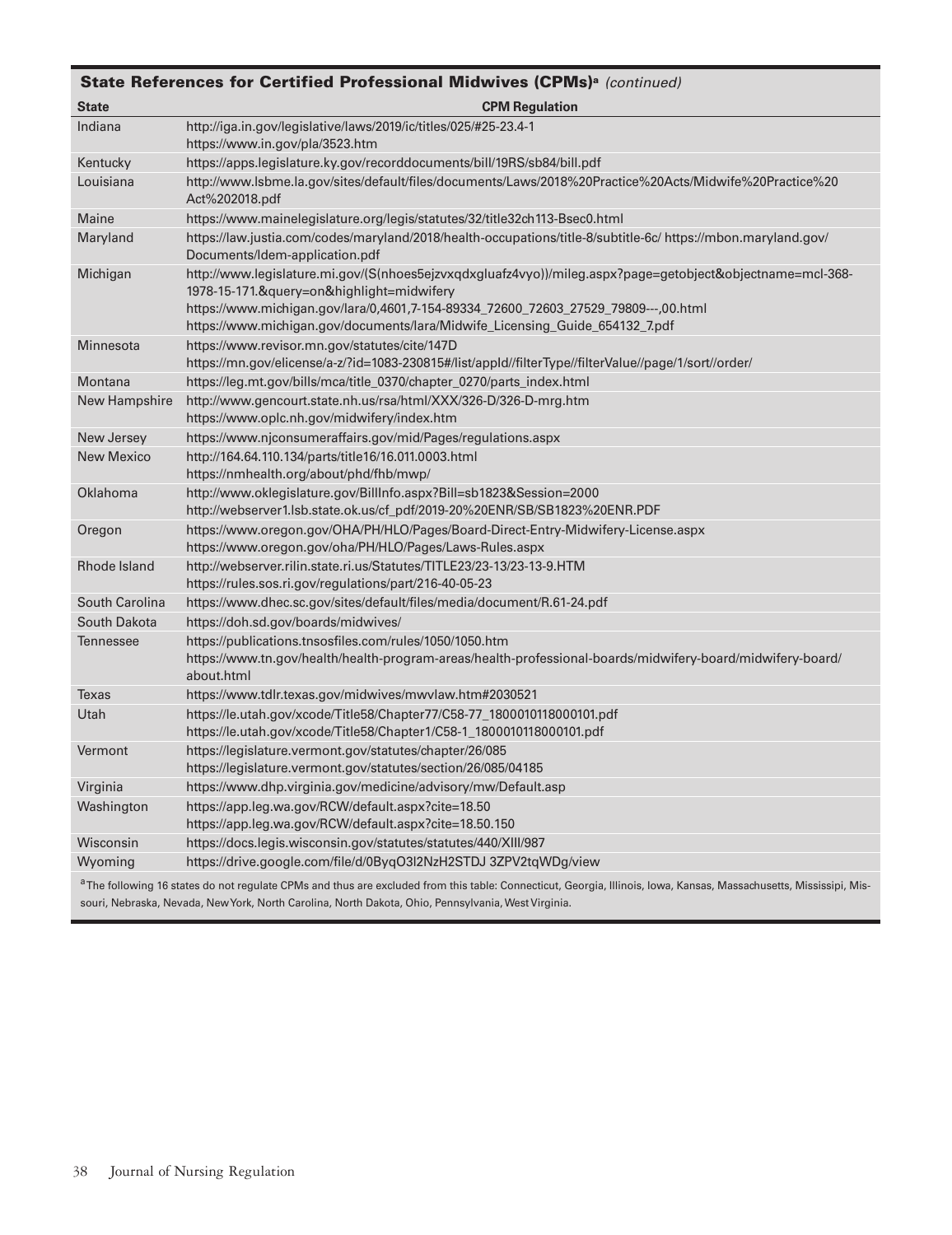### State References for Certified Professional Midwives (CPMs)[a] *(continued)*

| State | CPM Regulation |
|---|---|
| Indiana | http://iga.in.gov/legislative/laws/2019/ic/titles/025/#25-23.4-1 https://www.in.gov/pla/3523.htm |
| Kentucky | https://apps.legislature.ky.gov/recorddocuments/bill/19RS/sb84/bill.pdf |
| Louisiana | http://www.lsbme.la.gov/sites/default/files/documents/Laws/2018%20Practice%20Acts/Midwife%20Practice%20Act%202018.pdf |
| Maine | https://www.mainelegislature.org/legis/statutes/32/title32ch113-Bsec0.html |
| Maryland | https://law.justia.com/codes/maryland/2018/health-occupations/title-8/subtitle-6c/ https://mbon.maryland.gov/Documents/ldem-application.pdf |
| Michigan | http://www.legislature.mi.gov/(S(nhoes5ejzvxqdxgluafz4vyo))/mileg.aspx?page=getobject&objectname=mcl-368-1978-15-171.&query=on&highlight=midwifery https://www.michigan.gov/lara/0,4601,7-154-89334_72600_72603_27529_79809---,00.html https://www.michigan.gov/documents/lara/Midwife_Licensing_Guide_654132_7.pdf |
| Minnesota | https://www.revisor.mn.gov/statutes/cite/147D https://mn.gov/elicense/a-z/?id=1083-230815#/list/appId//filterType//filterValue//page/1/sort//order/ |
| Montana | https://leg.mt.gov/bills/mca/title_0370/chapter_0270/parts_index.html |
| New Hampshire | http://www.gencourt.state.nh.us/rsa/html/XXX/326-D/326-D-mrg.htm https://www.oplc.nh.gov/midwifery/index.htm |
| New Jersey | https://www.njconsumeraffairs.gov/mid/Pages/regulations.aspx |
| New Mexico | http://164.64.110.134/parts/title16/16.011.0003.html https://nmhealth.org/about/phd/fhb/mwp/ |
| Oklahoma | http://www.oklegislature.gov/BillInfo.aspx?Bill=sb1823&Session=2000 http://webserver1.lsb.state.ok.us/cf_pdf/2019-20%20ENR/SB/SB1823%20ENR.PDF |
| Oregon | https://www.oregon.gov/OHA/PH/HLO/Pages/Board-Direct-Entry-Midwifery-License.aspx https://www.oregon.gov/oha/PH/HLO/Pages/Laws-Rules.aspx |
| Rhode Island | http://webserver.rilin.state.ri.us/Statutes/TITLE23/23-13/23-13-9.HTM https://rules.sos.ri.gov/regulations/part/216-40-05-23 |
| South Carolina | https://www.dhec.sc.gov/sites/default/files/media/document/R.61-24.pdf |
| South Dakota | https://doh.sd.gov/boards/midwives/ |
| Tennessee | https://publications.tnsosfiles.com/rules/1050/1050.htm https://www.tn.gov/health/health-program-areas/health-professional-boards/midwifery-board/midwifery-board/about.html |
| Texas | https://www.tdlr.texas.gov/midwives/mwvlaw.htm#2030521 |
| Utah | https://le.utah.gov/xcode/Title58/Chapter77/C58-77_1800010118000101.pdf https://le.utah.gov/xcode/Title58/Chapter1/C58-1_1800010118000101.pdf |
| Vermont | https://legislature.vermont.gov/statutes/chapter/26/085 https://legislature.vermont.gov/statutes/section/26/085/04185 |
| Virginia | https://www.dhp.virginia.gov/medicine/advisory/mw/Default.asp |
| Washington | https://app.leg.wa.gov/RCW/default.aspx?cite=18.50 https://app.leg.wa.gov/RCW/default.aspx?cite=18.50.150 |
| Wisconsin | https://docs.legis.wisconsin.gov/statutes/statutes/440/XIII/987 |
| Wyoming | https://drive.google.com/file/d/0ByqO3l2NzH2STDJ 3ZPV2tqWDg/view |

[a]The following 16 states do not regulate CPMs and thus are excluded from this table: Connecticut, Georgia, Illinois, Iowa, Kansas, Massachusetts, Mississipi, Missouri, Nebraska, Nevada, New York, North Carolina, North Dakota, Ohio, Pennsylvania, West Virginia.